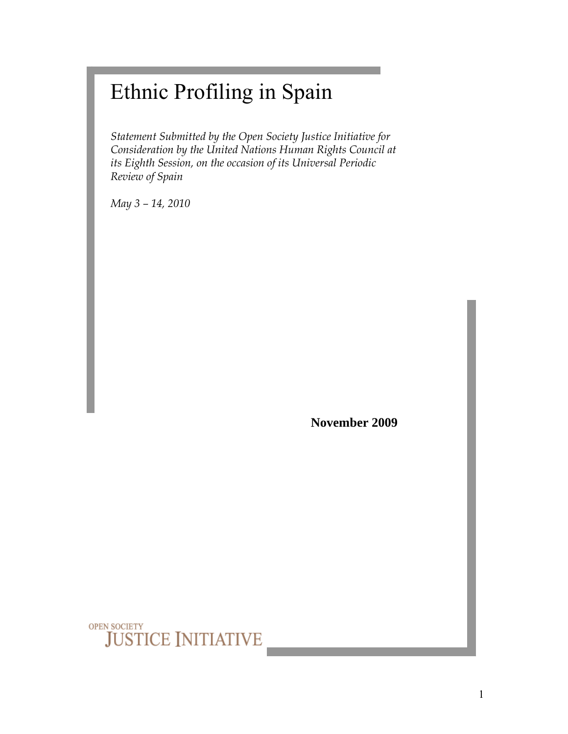# Ethnic Profiling in Spain

*Statement Submitted by the Open Society Justice Initiative for Consideration by the United Nations Human Rights Council at its Eighth Session, on the occasion of its Universal Periodic Review of Spain*

*May 3 – 14, 2010*

**November 2009**

OPEN SOCIETY
JUSTICE INITIATIVE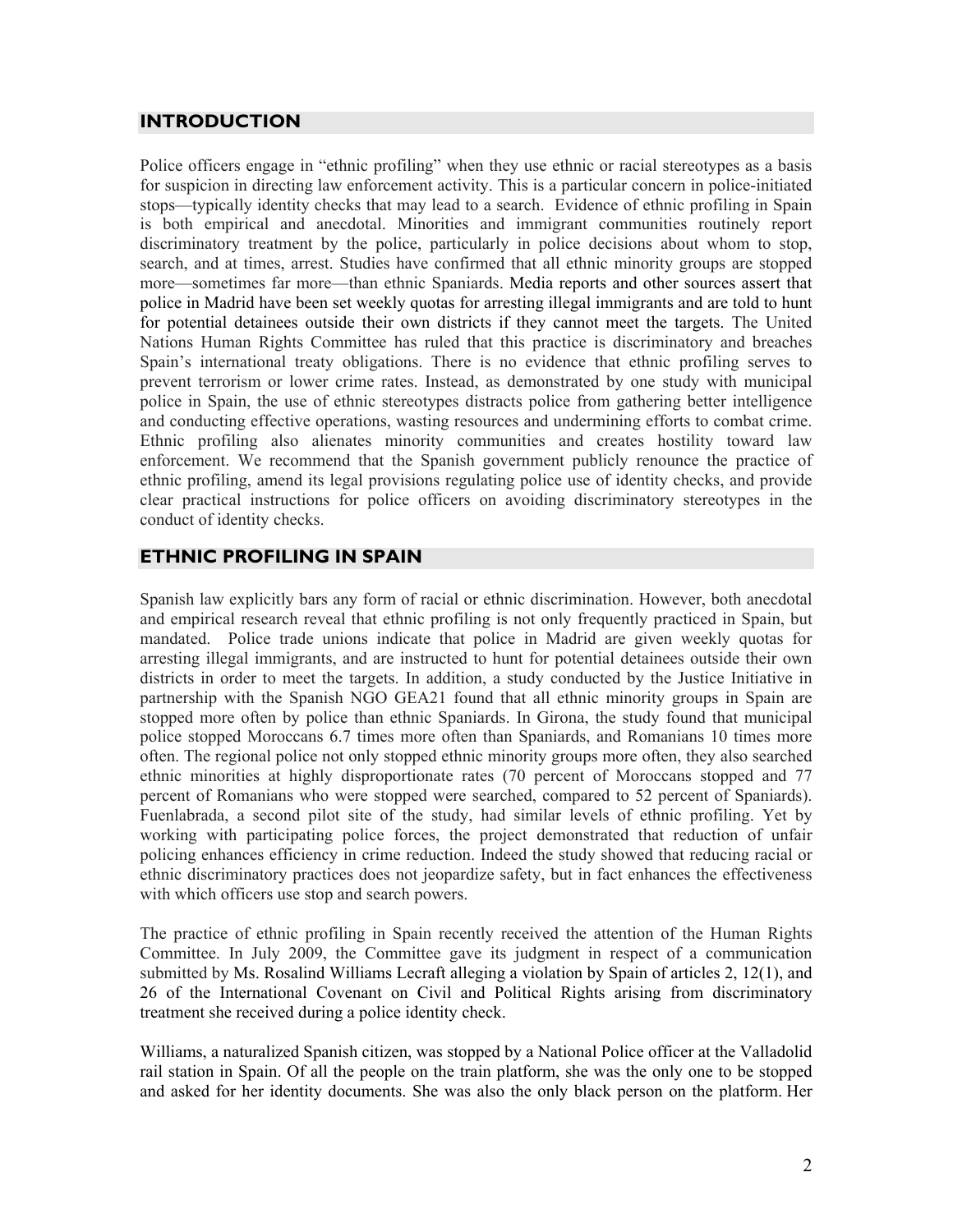## INTRODUCTION

Police officers engage in "ethnic profiling" when they use ethnic or racial stereotypes as a basis for suspicion in directing law enforcement activity. This is a particular concern in police-initiated stops—typically identity checks that may lead to a search. Evidence of ethnic profiling in Spain is both empirical and anecdotal. Minorities and immigrant communities routinely report discriminatory treatment by the police, particularly in police decisions about whom to stop, search, and at times, arrest. Studies have confirmed that all ethnic minority groups are stopped more—sometimes far more—than ethnic Spaniards. Media reports and other sources assert that police in Madrid have been set weekly quotas for arresting illegal immigrants and are told to hunt for potential detainees outside their own districts if they cannot meet the targets. The United Nations Human Rights Committee has ruled that this practice is discriminatory and breaches Spain's international treaty obligations. There is no evidence that ethnic profiling serves to prevent terrorism or lower crime rates. Instead, as demonstrated by one study with municipal police in Spain, the use of ethnic stereotypes distracts police from gathering better intelligence and conducting effective operations, wasting resources and undermining efforts to combat crime. Ethnic profiling also alienates minority communities and creates hostility toward law enforcement. We recommend that the Spanish government publicly renounce the practice of ethnic profiling, amend its legal provisions regulating police use of identity checks, and provide clear practical instructions for police officers on avoiding discriminatory stereotypes in the conduct of identity checks.

## ETHNIC PROFILING IN SPAIN

Spanish law explicitly bars any form of racial or ethnic discrimination. However, both anecdotal and empirical research reveal that ethnic profiling is not only frequently practiced in Spain, but mandated. Police trade unions indicate that police in Madrid are given weekly quotas for arresting illegal immigrants, and are instructed to hunt for potential detainees outside their own districts in order to meet the targets. In addition, a study conducted by the Justice Initiative in partnership with the Spanish NGO GEA21 found that all ethnic minority groups in Spain are stopped more often by police than ethnic Spaniards. In Girona, the study found that municipal police stopped Moroccans 6.7 times more often than Spaniards, and Romanians 10 times more often. The regional police not only stopped ethnic minority groups more often, they also searched ethnic minorities at highly disproportionate rates (70 percent of Moroccans stopped and 77 percent of Romanians who were stopped were searched, compared to 52 percent of Spaniards). Fuenlabrada, a second pilot site of the study, had similar levels of ethnic profiling. Yet by working with participating police forces, the project demonstrated that reduction of unfair policing enhances efficiency in crime reduction. Indeed the study showed that reducing racial or ethnic discriminatory practices does not jeopardize safety, but in fact enhances the effectiveness with which officers use stop and search powers.

The practice of ethnic profiling in Spain recently received the attention of the Human Rights Committee. In July 2009, the Committee gave its judgment in respect of a communication submitted by Ms. Rosalind Williams Lecraft alleging a violation by Spain of articles 2, 12(1), and 26 of the International Covenant on Civil and Political Rights arising from discriminatory treatment she received during a police identity check.

Williams, a naturalized Spanish citizen, was stopped by a National Police officer at the Valladolid rail station in Spain. Of all the people on the train platform, she was the only one to be stopped and asked for her identity documents. She was also the only black person on the platform. Her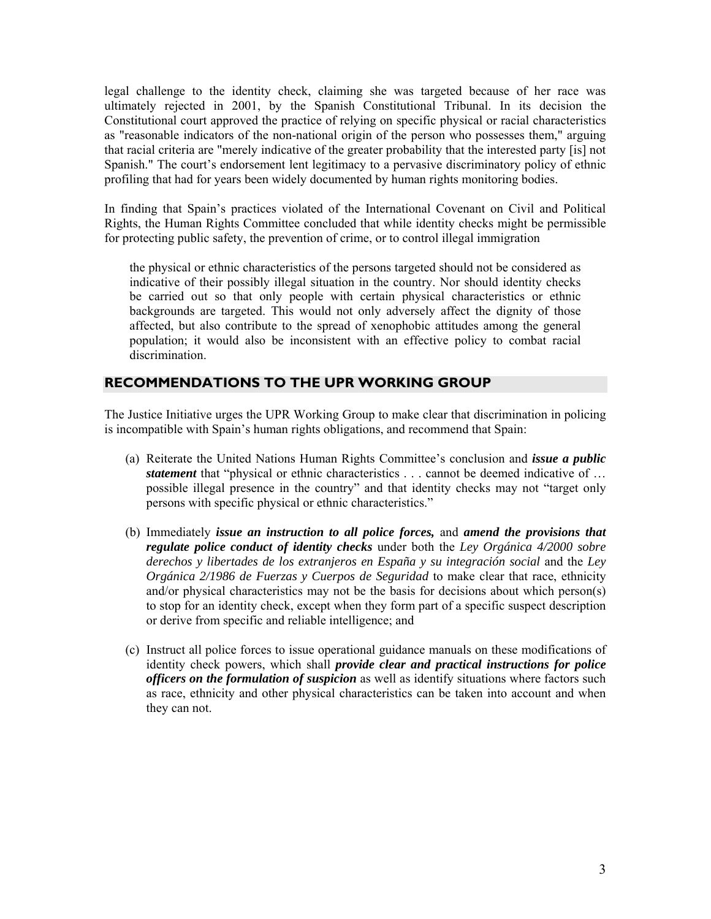legal challenge to the identity check, claiming she was targeted because of her race was ultimately rejected in 2001, by the Spanish Constitutional Tribunal. In its decision the Constitutional court approved the practice of relying on specific physical or racial characteristics as "reasonable indicators of the non-national origin of the person who possesses them," arguing that racial criteria are "merely indicative of the greater probability that the interested party [is] not Spanish." The court's endorsement lent legitimacy to a pervasive discriminatory policy of ethnic profiling that had for years been widely documented by human rights monitoring bodies.

In finding that Spain's practices violated of the International Covenant on Civil and Political Rights, the Human Rights Committee concluded that while identity checks might be permissible for protecting public safety, the prevention of crime, or to control illegal immigration

> the physical or ethnic characteristics of the persons targeted should not be considered as indicative of their possibly illegal situation in the country. Nor should identity checks be carried out so that only people with certain physical characteristics or ethnic backgrounds are targeted. This would not only adversely affect the dignity of those affected, but also contribute to the spread of xenophobic attitudes among the general population; it would also be inconsistent with an effective policy to combat racial discrimination.

## RECOMMENDATIONS TO THE UPR WORKING GROUP

The Justice Initiative urges the UPR Working Group to make clear that discrimination in policing is incompatible with Spain's human rights obligations, and recommend that Spain:

(a) Reiterate the United Nations Human Rights Committee's conclusion and ***issue a public statement*** that "physical or ethnic characteristics . . . cannot be deemed indicative of … possible illegal presence in the country" and that identity checks may not "target only persons with specific physical or ethnic characteristics."

(b) Immediately ***issue an instruction to all police forces,*** and ***amend the provisions that regulate police conduct of identity checks*** under both the *Ley Orgánica 4/2000 sobre derechos y libertades de los extranjeros en España y su integración social* and the *Ley Orgánica 2/1986 de Fuerzas y Cuerpos de Seguridad* to make clear that race, ethnicity and/or physical characteristics may not be the basis for decisions about which person(s) to stop for an identity check, except when they form part of a specific suspect description or derive from specific and reliable intelligence; and

(c) Instruct all police forces to issue operational guidance manuals on these modifications of identity check powers, which shall ***provide clear and practical instructions for police officers on the formulation of suspicion*** as well as identify situations where factors such as race, ethnicity and other physical characteristics can be taken into account and when they can not.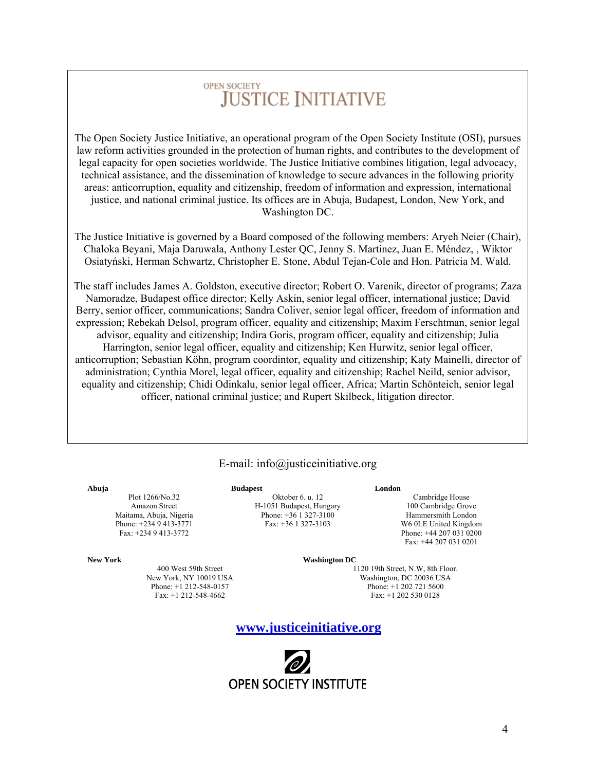OPEN SOCIETY
# JUSTICE INITIATIVE

The Open Society Justice Initiative, an operational program of the Open Society Institute (OSI), pursues law reform activities grounded in the protection of human rights, and contributes to the development of legal capacity for open societies worldwide. The Justice Initiative combines litigation, legal advocacy, technical assistance, and the dissemination of knowledge to secure advances in the following priority areas: anticorruption, equality and citizenship, freedom of information and expression, international justice, and national criminal justice. Its offices are in Abuja, Budapest, London, New York, and Washington DC.

The Justice Initiative is governed by a Board composed of the following members: Aryeh Neier (Chair), Chaloka Beyani, Maja Daruwala, Anthony Lester QC, Jenny S. Martinez, Juan E. Méndez, , Wiktor Osiatyński, Herman Schwartz, Christopher E. Stone, Abdul Tejan-Cole and Hon. Patricia M. Wald.

The staff includes James A. Goldston, executive director; Robert O. Varenik, director of programs; Zaza Namoradze, Budapest office director; Kelly Askin, senior legal officer, international justice; David Berry, senior officer, communications; Sandra Coliver, senior legal officer, freedom of information and expression; Rebekah Delsol, program officer, equality and citizenship; Maxim Ferschtman, senior legal advisor, equality and citizenship; Indira Goris, program officer, equality and citizenship; Julia Harrington, senior legal officer, equality and citizenship; Ken Hurwitz, senior legal officer, anticorruption; Sebastian Köhn, program coordintor, equality and citizenship; Katy Mainelli, director of administration; Cynthia Morel, legal officer, equality and citizenship; Rachel Neild, senior advisor, equality and citizenship; Chidi Odinkalu, senior legal officer, Africa; Martin Schönteich, senior legal officer, national criminal justice; and Rupert Skilbeck, litigation director.

E-mail: info@justiceinitiative.org

**Abuja**
Plot 1266/No.32
Amazon Street
Maitama, Abuja, Nigeria
Phone: +234 9 413-3771
Fax: +234 9 413-3772

**Budapest**
Oktober 6. u. 12
H-1051 Budapest, Hungary
Phone: +36 1 327-3100
Fax: +36 1 327-3103

**London**
Cambridge House
100 Cambridge Grove
Hammersmith London
W6 0LE United Kingdom
Phone: +44 207 031 0200
Fax: +44 207 031 0201

**New York**
400 West 59th Street
New York, NY 10019 USA
Phone: +1 212-548-0157
Fax: +1 212-548-4662

**Washington DC**
1120 19th Street, N.W, 8th Floor.
Washington, DC 20036 USA
Phone: +1 202 721 5600
Fax: +1 202 530 0128

**www.justiceinitiative.org**

OPEN SOCIETY INSTITUTE